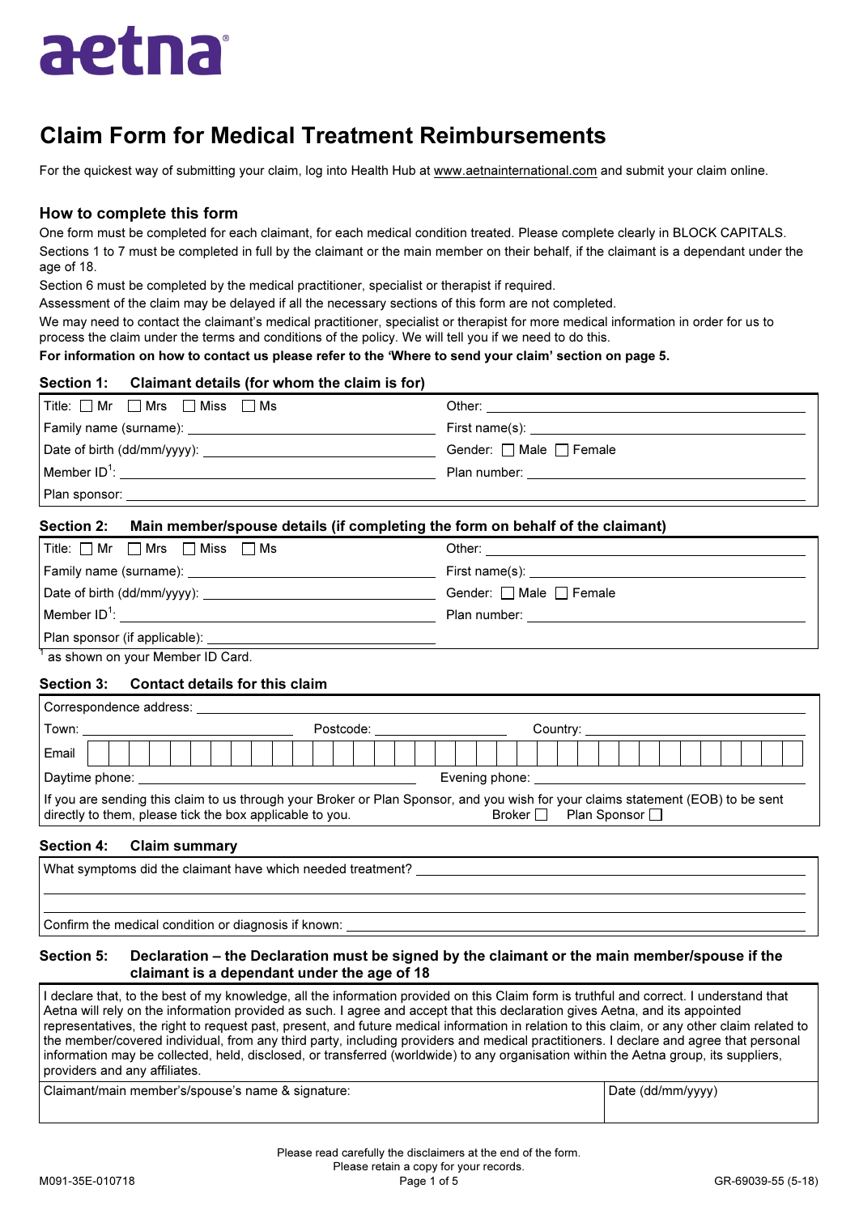aetna®

# Claim Form for Medical Treatment Reimbursements

For the quickest way of submitting your claim, log into Health Hub at www.aetnainternational.com and submit your claim online.

## How to complete this form

One form must be completed for each claimant, for each medical condition treated. Please complete clearly in BLOCK CAPITALS.

Sections 1 to 7 must be completed in full by the claimant or the main member on their behalf, if the claimant is a dependant under the age of 18.

Section 6 must be completed by the medical practitioner, specialist or therapist if required.

Assessment of the claim may be delayed if all the necessary sections of this form are not completed.

We may need to contact the claimant's medical practitioner, specialist or therapist for more medical information in order for us to process the claim under the terms and conditions of the policy. We will tell you if we need to do this.

**For information on how to contact us please refer to the 'Where to send your claim' section on page 5.**

### Section 1: Claimant details (for whom the claim is for)

| | |
|---|---|
| Title: ☐ Mr ☐ Mrs ☐ Miss ☐ Ms | Other: |
| Family name (surname): | First name(s): |
| Date of birth (dd/mm/yyyy): | Gender: ☐ Male ☐ Female |
| Member ID[1]: | Plan number: |
| Plan sponsor: | |

### Section 2: Main member/spouse details (if completing the form on behalf of the claimant)

| | |
|---|---|
| Title: ☐ Mr ☐ Mrs ☐ Miss ☐ Ms | Other: |
| Family name (surname): | First name(s): |
| Date of birth (dd/mm/yyyy): | Gender: ☐ Male ☐ Female |
| Member ID[1]: | Plan number: |
| Plan sponsor (if applicable): | |

[1] as shown on your Member ID Card.

### Section 3: Contact details for this claim

Correspondence address:

Town: Postcode: Country:

Email

Daytime phone: Evening phone:

If you are sending this claim to us through your Broker or Plan Sponsor, and you wish for your claims statement (EOB) to be sent directly to them, please tick the box applicable to you. Broker ☐ Plan Sponsor ☐

### Section 4: Claim summary

What symptoms did the claimant have which needed treatment?

Confirm the medical condition or diagnosis if known:

### Section 5: Declaration – the Declaration must be signed by the claimant or the main member/spouse if the claimant is a dependant under the age of 18

I declare that, to the best of my knowledge, all the information provided on this Claim form is truthful and correct. I understand that Aetna will rely on the information provided as such. I agree and accept that this declaration gives Aetna, and its appointed representatives, the right to request past, present, and future medical information in relation to this claim, or any other claim related to the member/covered individual, from any third party, including providers and medical practitioners. I declare and agree that personal information may be collected, held, disclosed, or transferred (worldwide) to any organisation within the Aetna group, its suppliers, providers and any affiliates.

| Claimant/main member's/spouse's name & signature: | Date (dd/mm/yyyy) |
|---|---|
| | |

Please read carefully the disclaimers at the end of the form.
Please retain a copy for your records.

M091-35E-010718 GR-69039-55 (5-18)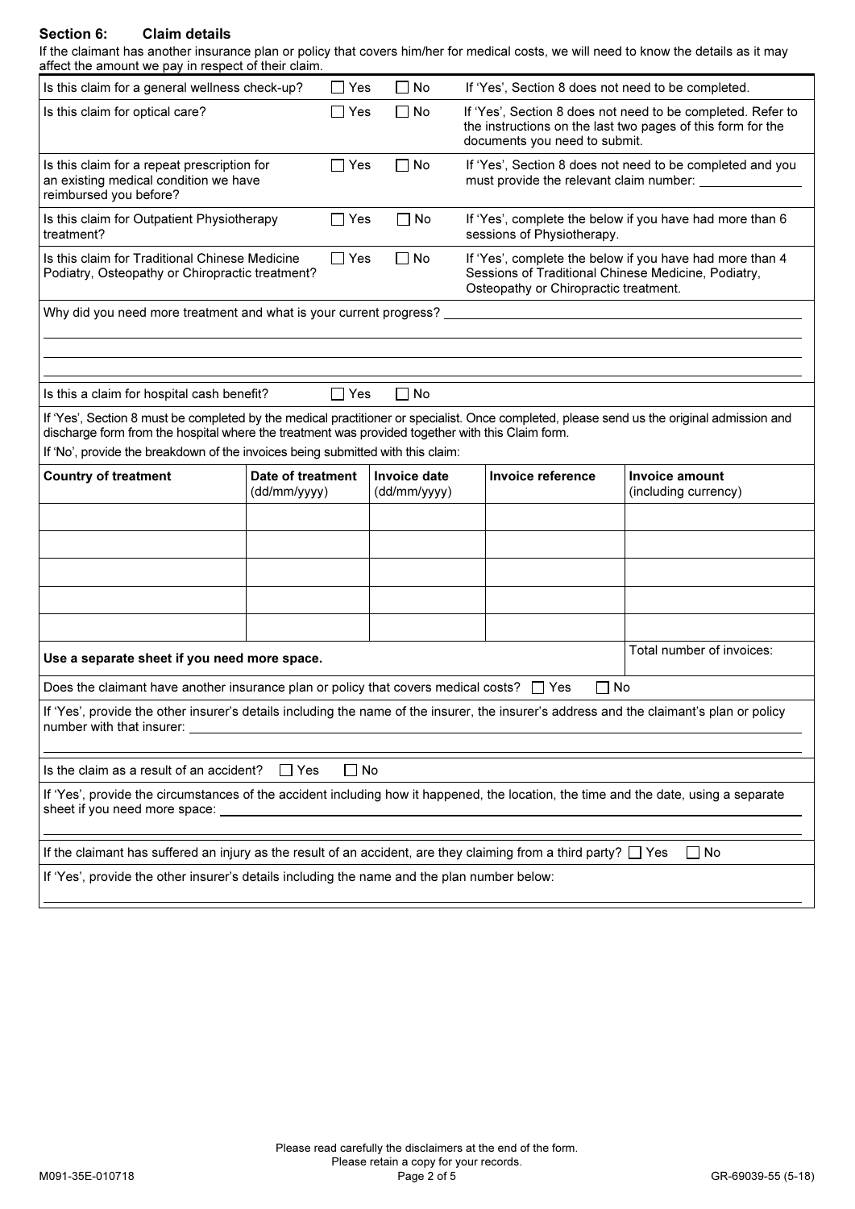## Section 6: Claim details

If the claimant has another insurance plan or policy that covers him/her for medical costs, we will need to know the details as it may affect the amount we pay in respect of their claim.

| Question | Yes | No | Notes |
|---|---|---|---|
| Is this claim for a general wellness check-up? | ☐ Yes | ☐ No | If 'Yes', Section 8 does not need to be completed. |
| Is this claim for optical care? | ☐ Yes | ☐ No | If 'Yes', Section 8 does not need to be completed. Refer to the instructions on the last two pages of this form for the documents you need to submit. |
| Is this claim for a repeat prescription for an existing medical condition we have reimbursed you before? | ☐ Yes | ☐ No | If 'Yes', Section 8 does not need to be completed and you must provide the relevant claim number: ______________ |
| Is this claim for Outpatient Physiotherapy treatment? | ☐ Yes | ☐ No | If 'Yes', complete the below if you have had more than 6 sessions of Physiotherapy. |
| Is this claim for Traditional Chinese Medicine Podiatry, Osteopathy or Chiropractic treatment? | ☐ Yes | ☐ No | If 'Yes', complete the below if you have had more than 4 Sessions of Traditional Chinese Medicine, Podiatry, Osteopathy or Chiropractic treatment. |

Why did you need more treatment and what is your current progress? ______________________________

______________________________

______________________________

______________________________

Is this a claim for hospital cash benefit? ☐ Yes ☐ No

If 'Yes', Section 8 must be completed by the medical practitioner or specialist. Once completed, please send us the original admission and discharge form from the hospital where the treatment was provided together with this Claim form.

If 'No', provide the breakdown of the invoices being submitted with this claim:

| Country of treatment | Date of treatment (dd/mm/yyyy) | Invoice date (dd/mm/yyyy) | Invoice reference | Invoice amount (including currency) |
|---|---|---|---|---|
| | | | | |
| | | | | |
| | | | | |
| | | | | |
| | | | | |
| **Use a separate sheet if you need more space.** | | | | Total number of invoices: |

Does the claimant have another insurance plan or policy that covers medical costs? ☐ Yes ☐ No

If 'Yes', provide the other insurer's details including the name of the insurer, the insurer's address and the claimant's plan or policy number with that insurer: ______________________________

______________________________

Is the claim as a result of an accident? ☐ Yes ☐ No

If 'Yes', provide the circumstances of the accident including how it happened, the location, the time and the date, using a separate sheet if you need more space: ______________________________

______________________________

If the claimant has suffered an injury as the result of an accident, are they claiming from a third party? ☐ Yes ☐ No

If 'Yes', provide the other insurer's details including the name and the plan number below:

______________________________

Please read carefully the disclaimers at the end of the form.
Please retain a copy for your records.

M091-35E-010718 GR-69039-55 (5-18)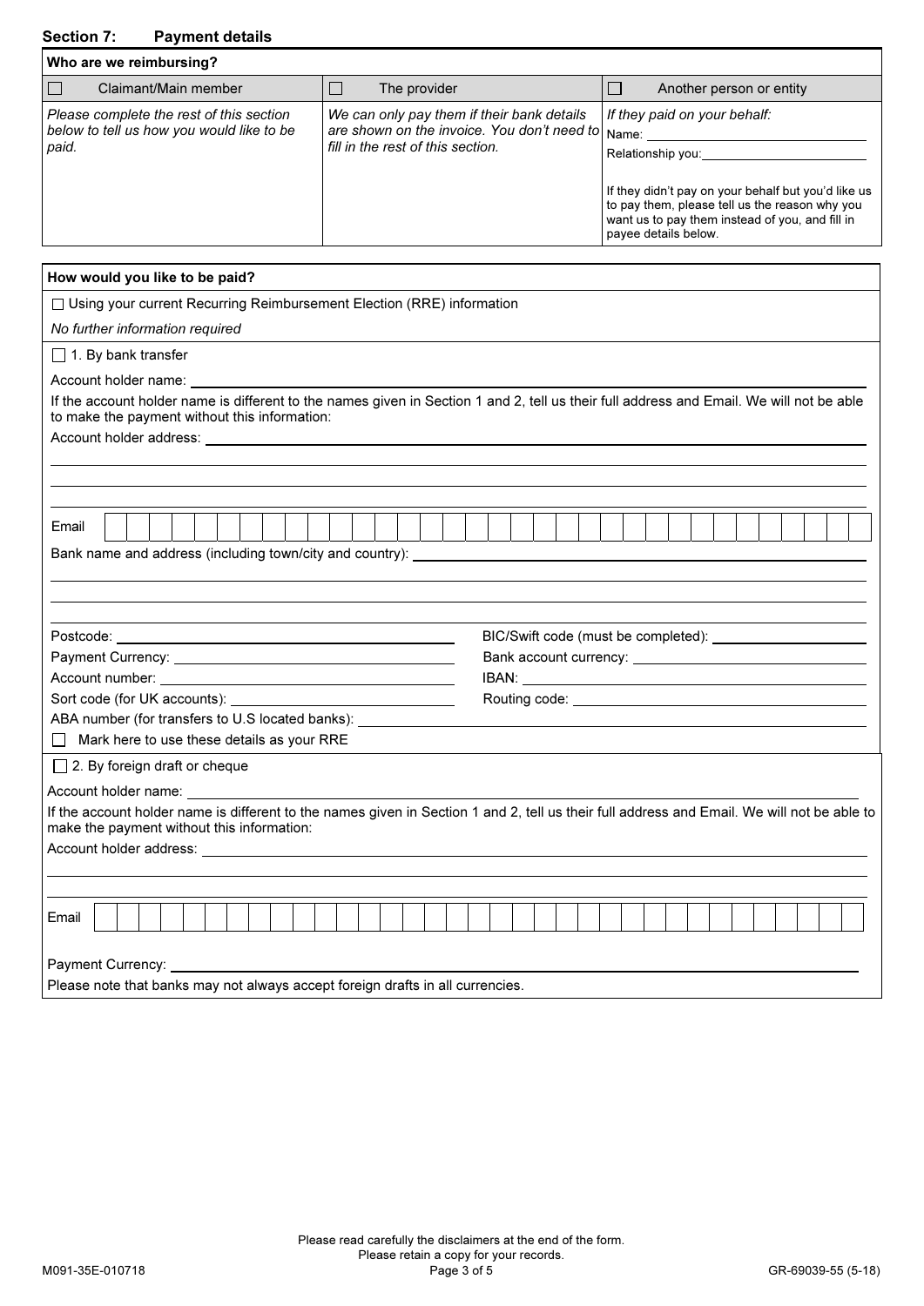## Section 7: Payment details

| Who are we reimbursing? | | |
|---|---|---|
| ☐ Claimant/Main member | ☐ The provider | ☐ Another person or entity |
| *Please complete the rest of this section below to tell us how you would like to be paid.* | *We can only pay them if their bank details are shown on the invoice. You don't need to fill in the rest of this section.* | *If they paid on your behalf:*<br>Name: \_\_\_\_\_\_\_\_\_\_<br>Relationship you: \_\_\_\_\_\_\_\_\_\_<br><br>If they didn't pay on your behalf but you'd like us to pay them, please tell us the reason why you want us to pay them instead of you, and fill in payee details below. |

**How would you like to be paid?**

☐ Using your current Recurring Reimbursement Election (RRE) information

*No further information required*

☐ 1. By bank transfer

Account holder name: \_\_\_\_\_\_\_\_\_\_

If the account holder name is different to the names given in Section 1 and 2, tell us their full address and Email. We will not be able to make the payment without this information:

Account holder address: \_\_\_\_\_\_\_\_\_\_

Email \_\_\_\_\_\_\_\_\_\_

Bank name and address (including town/city and country): \_\_\_\_\_\_\_\_\_\_

Postcode: \_\_\_\_\_\_\_\_\_\_

BIC/Swift code (must be completed): \_\_\_\_\_\_\_\_\_\_

Payment Currency: \_\_\_\_\_\_\_\_\_\_

Bank account currency: \_\_\_\_\_\_\_\_\_\_

Account number: \_\_\_\_\_\_\_\_\_\_

IBAN: \_\_\_\_\_\_\_\_\_\_

Sort code (for UK accounts): \_\_\_\_\_\_\_\_\_\_

Routing code: \_\_\_\_\_\_\_\_\_\_

ABA number (for transfers to U.S located banks): \_\_\_\_\_\_\_\_\_\_

☐ Mark here to use these details as your RRE

☐ 2. By foreign draft or cheque

Account holder name: \_\_\_\_\_\_\_\_\_\_

If the account holder name is different to the names given in Section 1 and 2, tell us their full address and Email. We will not be able to make the payment without this information:

Account holder address: \_\_\_\_\_\_\_\_\_\_

Email \_\_\_\_\_\_\_\_\_\_

Payment Currency: \_\_\_\_\_\_\_\_\_\_

Please note that banks may not always accept foreign drafts in all currencies.

Please read carefully the disclaimers at the end of the form.
Please retain a copy for your records.

M091-35E-010718 GR-69039-55 (5-18)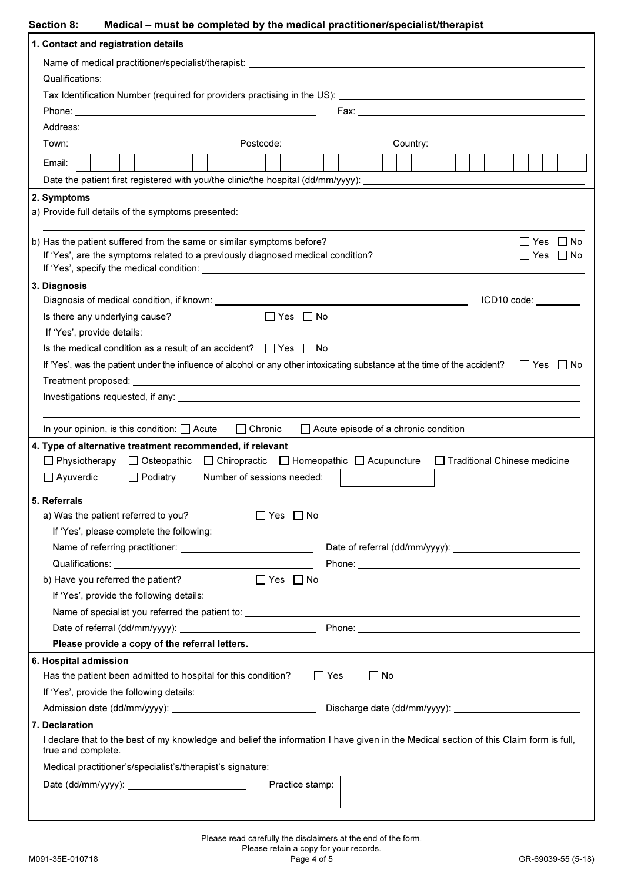## Section 8: Medical – must be completed by the medical practitioner/specialist/therapist

### 1. Contact and registration details

Name of medical practitioner/specialist/therapist: ______________________

Qualifications: ______________________

Tax Identification Number (required for providers practising in the US): ______________________

Phone: ______________________ Fax: ______________________

Address: ______________________

Town: ______________________ Postcode: ______________________ Country: ______________________

Email: ______________________

Date the patient first registered with you/the clinic/the hospital (dd/mm/yyyy): ______________________

### 2. Symptoms

a) Provide full details of the symptoms presented: ______________________

b) Has the patient suffered from the same or similar symptoms before? ☐ Yes ☐ No

If 'Yes', are the symptoms related to a previously diagnosed medical condition? ☐ Yes ☐ No

If 'Yes', specify the medical condition: ______________________

### 3. Diagnosis

Diagnosis of medical condition, if known: ______________________ ICD10 code: __________

Is there any underlying cause? ☐ Yes ☐ No

If 'Yes', provide details: ______________________

Is the medical condition as a result of an accident? ☐ Yes ☐ No

If 'Yes', was the patient under the influence of alcohol or any other intoxicating substance at the time of the accident? ☐ Yes ☐ No

Treatment proposed: ______________________

Investigations requested, if any: ______________________

In your opinion, is this condition: ☐ Acute ☐ Chronic ☐ Acute episode of a chronic condition

### 4. Type of alternative treatment recommended, if relevant

☐ Physiotherapy ☐ Osteopathic ☐ Chiropractic ☐ Homeopathic ☐ Acupuncture ☐ Traditional Chinese medicine

☐ Ayuverdic ☐ Podiatry Number of sessions needed: __________

### 5. Referrals

a) Was the patient referred to you? ☐ Yes ☐ No

If 'Yes', please complete the following:

Name of referring practitioner: ______________________ Date of referral (dd/mm/yyyy): ______________________

Qualifications: ______________________ Phone: ______________________

b) Have you referred the patient? ☐ Yes ☐ No

If 'Yes', provide the following details:

Name of specialist you referred the patient to: ______________________

Date of referral (dd/mm/yyyy): ______________________ Phone: ______________________

**Please provide a copy of the referral letters.**

### 6. Hospital admission

Has the patient been admitted to hospital for this condition? ☐ Yes ☐ No

If 'Yes', provide the following details:

Admission date (dd/mm/yyyy): ______________________ Discharge date (dd/mm/yyyy): ______________________

### 7. Declaration

I declare that to the best of my knowledge and belief the information I have given in the Medical section of this Claim form is full, true and complete.

Medical practitioner's/specialist's/therapist's signature: ______________________

Date (dd/mm/yyyy): ______________________ Practice stamp: __________

Please read carefully the disclaimers at the end of the form.
Please retain a copy for your records.

M091-35E-010718 GR-69039-55 (5-18)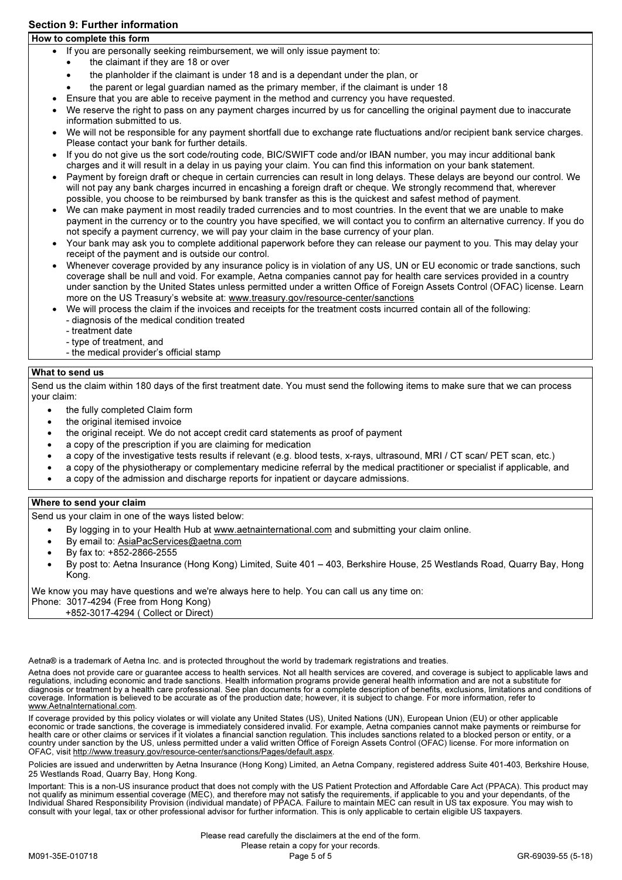## Section 9: Further information

### How to complete this form

- If you are personally seeking reimbursement, we will only issue payment to:
  - the claimant if they are 18 or over
  - the planholder if the claimant is under 18 and is a dependant under the plan, or
  - the parent or legal guardian named as the primary member, if the claimant is under 18
- Ensure that you are able to receive payment in the method and currency you have requested.
- We reserve the right to pass on any payment charges incurred by us for cancelling the original payment due to inaccurate information submitted to us.
- We will not be responsible for any payment shortfall due to exchange rate fluctuations and/or recipient bank service charges. Please contact your bank for further details.
- If you do not give us the sort code/routing code, BIC/SWIFT code and/or IBAN number, you may incur additional bank charges and it will result in a delay in us paying your claim. You can find this information on your bank statement.
- Payment by foreign draft or cheque in certain currencies can result in long delays. These delays are beyond our control. We will not pay any bank charges incurred in encashing a foreign draft or cheque. We strongly recommend that, wherever possible, you choose to be reimbursed by bank transfer as this is the quickest and safest method of payment.
- We can make payment in most readily traded currencies and to most countries. In the event that we are unable to make payment in the currency or to the country you have specified, we will contact you to confirm an alternative currency. If you do not specify a payment currency, we will pay your claim in the base currency of your plan.
- Your bank may ask you to complete additional paperwork before they can release our payment to you. This may delay your receipt of the payment and is outside our control.
- Whenever coverage provided by any insurance policy is in violation of any US, UN or EU economic or trade sanctions, such coverage shall be null and void. For example, Aetna companies cannot pay for health care services provided in a country under sanction by the United States unless permitted under a written Office of Foreign Assets Control (OFAC) license. Learn more on the US Treasury's website at: www.treasury.gov/resource-center/sanctions
- We will process the claim if the invoices and receipts for the treatment costs incurred contain all of the following:
  - diagnosis of the medical condition treated
  - treatment date
  - type of treatment, and
  - the medical provider's official stamp

### What to send us

Send us the claim within 180 days of the first treatment date. You must send the following items to make sure that we can process your claim:

- the fully completed Claim form
- the original itemised invoice
- the original receipt. We do not accept credit card statements as proof of payment
- a copy of the prescription if you are claiming for medication
- a copy of the investigative tests results if relevant (e.g. blood tests, x-rays, ultrasound, MRI / CT scan/ PET scan, etc.)
- a copy of the physiotherapy or complementary medicine referral by the medical practitioner or specialist if applicable, and
- a copy of the admission and discharge reports for inpatient or daycare admissions.

### Where to send your claim

Send us your claim in one of the ways listed below:

- By logging in to your Health Hub at www.aetnainternational.com and submitting your claim online.
- By email to: AsiaPacServices@aetna.com
- By fax to: +852-2866-2555
- By post to: Aetna Insurance (Hong Kong) Limited, Suite 401 – 403, Berkshire House, 25 Westlands Road, Quarry Bay, Hong Kong.

We know you may have questions and we're always here to help. You can call us any time on:
Phone: 3017-4294 (Free from Hong Kong)
+852-3017-4294 ( Collect or Direct)

Aetna® is a trademark of Aetna Inc. and is protected throughout the world by trademark registrations and treaties.

Aetna does not provide care or guarantee access to health services. Not all health services are covered, and coverage is subject to applicable laws and regulations, including economic and trade sanctions. Health information programs provide general health information and are not a substitute for diagnosis or treatment by a health care professional. See plan documents for a complete description of benefits, exclusions, limitations and conditions of coverage. Information is believed to be accurate as of the production date; however, it is subject to change. For more information, refer to www.AetnaInternational.com.

If coverage provided by this policy violates or will violate any United States (US), United Nations (UN), European Union (EU) or other applicable economic or trade sanctions, the coverage is immediately considered invalid. For example, Aetna companies cannot make payments or reimburse for health care or other claims or services if it violates a financial sanction regulation. This includes sanctions related to a blocked person or entity, or a country under sanction by the US, unless permitted under a valid written Office of Foreign Assets Control (OFAC) license. For more information on OFAC, visit http://www.treasury.gov/resource-center/sanctions/Pages/default.aspx.

Policies are issued and underwritten by Aetna Insurance (Hong Kong) Limited, an Aetna Company, registered address Suite 401-403, Berkshire House, 25 Westlands Road, Quarry Bay, Hong Kong.

Important: This is a non-US insurance product that does not comply with the US Patient Protection and Affordable Care Act (PPACA). This product may not qualify as minimum essential coverage (MEC), and therefore may not satisfy the requirements, if applicable to you and your dependants, of the Individual Shared Responsibility Provision (individual mandate) of PPACA. Failure to maintain MEC can result in US tax exposure. You may wish to consult with your legal, tax or other professional advisor for further information. This is only applicable to certain eligible US taxpayers.

Please read carefully the disclaimers at the end of the form.
Please retain a copy for your records.

M091-35E-010718 GR-69039-55 (5-18)